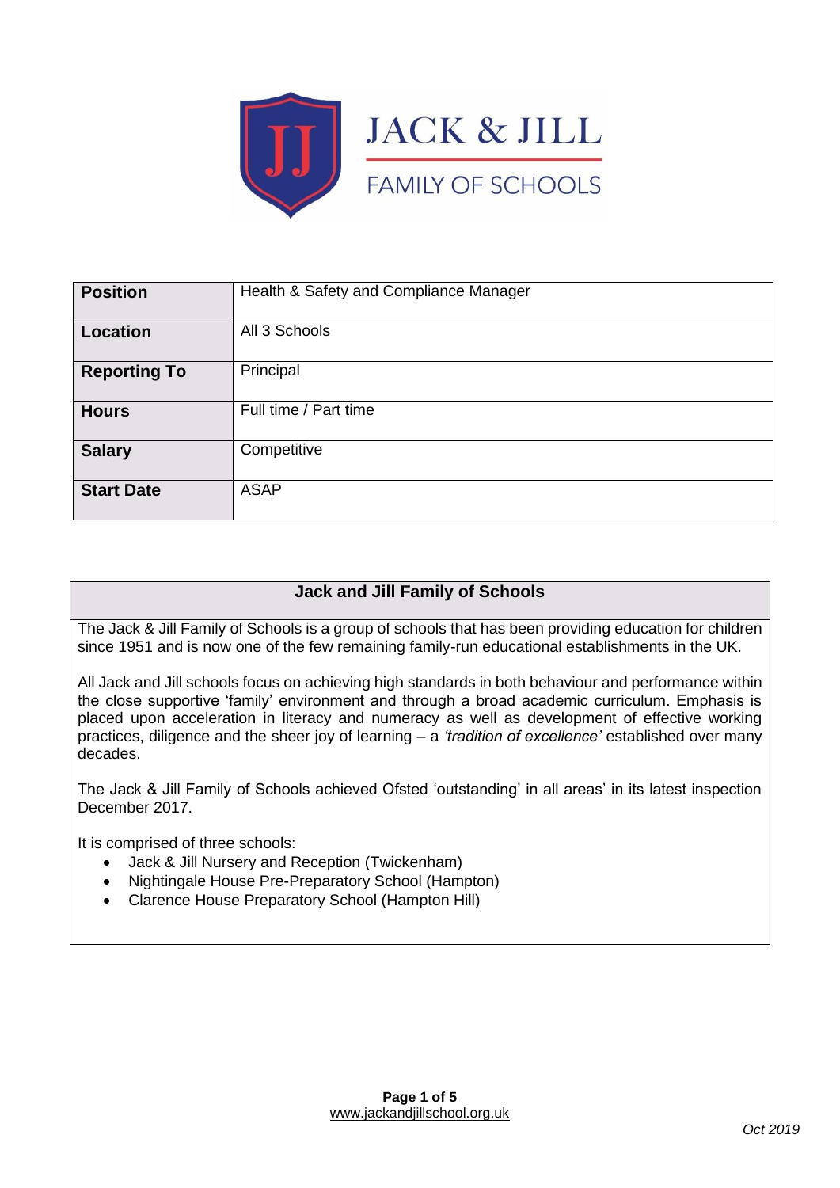# JACK & JILL

FAMILY OF SCHOOLS

| **Position** | Health & Safety and Compliance Manager |
|---|---|
| **Location** | All 3 Schools |
| **Reporting To** | Principal |
| **Hours** | Full time / Part time |
| **Salary** | Competitive |
| **Start Date** | ASAP |

## Jack and Jill Family of Schools

The Jack & Jill Family of Schools is a group of schools that has been providing education for children since 1951 and is now one of the few remaining family-run educational establishments in the UK.

All Jack and Jill schools focus on achieving high standards in both behaviour and performance within the close supportive 'family' environment and through a broad academic curriculum. Emphasis is placed upon acceleration in literacy and numeracy as well as development of effective working practices, diligence and the sheer joy of learning – a *'tradition of excellence'* established over many decades.

The Jack & Jill Family of Schools achieved Ofsted 'outstanding' in all areas' in its latest inspection December 2017.

It is comprised of three schools:

- Jack & Jill Nursery and Reception (Twickenham)
- Nightingale House Pre-Preparatory School (Hampton)
- Clarence House Preparatory School (Hampton Hill)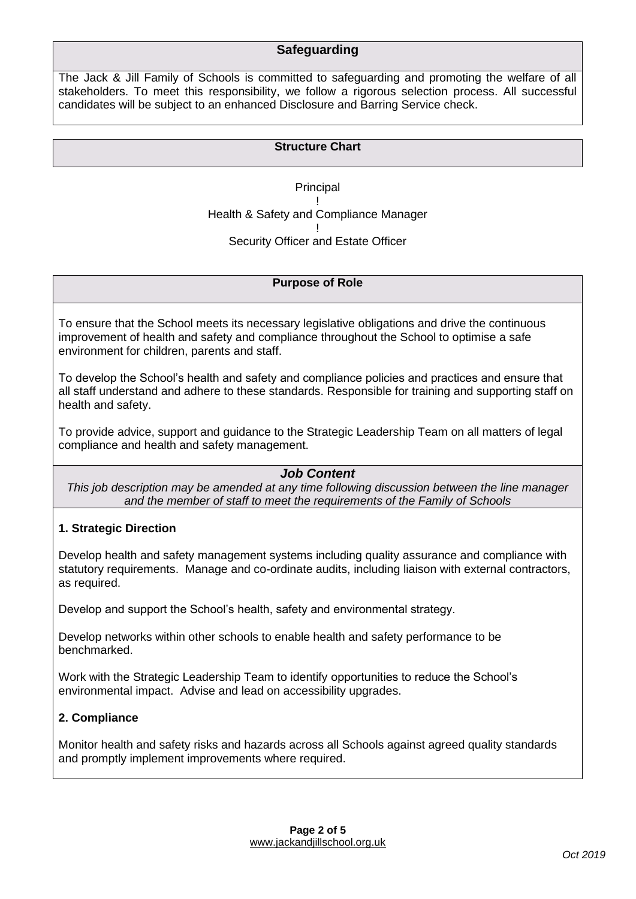## Safeguarding

The Jack & Jill Family of Schools is committed to safeguarding and promoting the welfare of all stakeholders. To meet this responsibility, we follow a rigorous selection process. All successful candidates will be subject to an enhanced Disclosure and Barring Service check.

## Structure Chart

Principal
!
Health & Safety and Compliance Manager
!
Security Officer and Estate Officer

## Purpose of Role

To ensure that the School meets its necessary legislative obligations and drive the continuous improvement of health and safety and compliance throughout the School to optimise a safe environment for children, parents and staff.

To develop the School's health and safety and compliance policies and practices and ensure that all staff understand and adhere to these standards. Responsible for training and supporting staff on health and safety.

To provide advice, support and guidance to the Strategic Leadership Team on all matters of legal compliance and health and safety management.

## *Job Content*

*This job description may be amended at any time following discussion between the line manager and the member of staff to meet the requirements of the Family of Schools*

### 1. Strategic Direction

Develop health and safety management systems including quality assurance and compliance with statutory requirements. Manage and co-ordinate audits, including liaison with external contractors, as required.

Develop and support the School's health, safety and environmental strategy.

Develop networks within other schools to enable health and safety performance to be benchmarked.

Work with the Strategic Leadership Team to identify opportunities to reduce the School's environmental impact. Advise and lead on accessibility upgrades.

### 2. Compliance

Monitor health and safety risks and hazards across all Schools against agreed quality standards and promptly implement improvements where required.

Oct 2019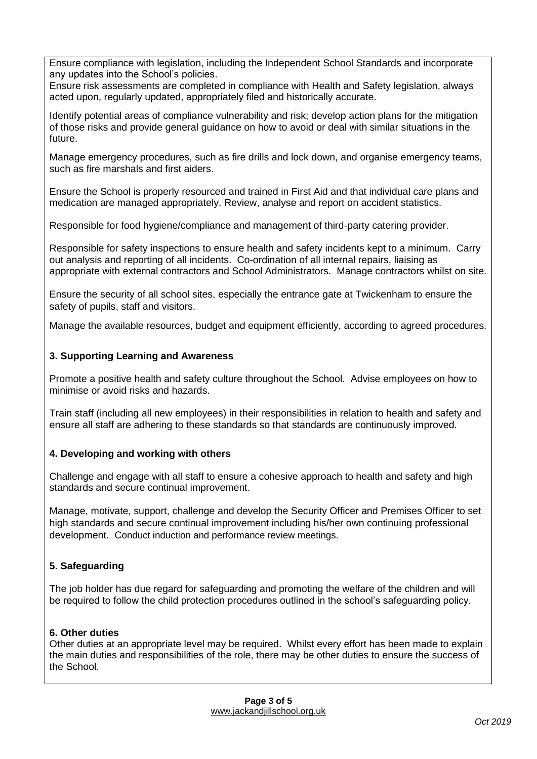Ensure compliance with legislation, including the Independent School Standards and incorporate any updates into the School's policies.
Ensure risk assessments are completed in compliance with Health and Safety legislation, always acted upon, regularly updated, appropriately filed and historically accurate.

Identify potential areas of compliance vulnerability and risk; develop action plans for the mitigation of those risks and provide general guidance on how to avoid or deal with similar situations in the future.

Manage emergency procedures, such as fire drills and lock down, and organise emergency teams, such as fire marshals and first aiders.

Ensure the School is properly resourced and trained in First Aid and that individual care plans and medication are managed appropriately. Review, analyse and report on accident statistics.

Responsible for food hygiene/compliance and management of third-party catering provider.

Responsible for safety inspections to ensure health and safety incidents kept to a minimum. Carry out analysis and reporting of all incidents. Co-ordination of all internal repairs, liaising as appropriate with external contractors and School Administrators. Manage contractors whilst on site.

Ensure the security of all school sites, especially the entrance gate at Twickenham to ensure the safety of pupils, staff and visitors.

Manage the available resources, budget and equipment efficiently, according to agreed procedures.

**3. Supporting Learning and Awareness**

Promote a positive health and safety culture throughout the School. Advise employees on how to minimise or avoid risks and hazards.

Train staff (including all new employees) in their responsibilities in relation to health and safety and ensure all staff are adhering to these standards so that standards are continuously improved.

**4. Developing and working with others**

Challenge and engage with all staff to ensure a cohesive approach to health and safety and high standards and secure continual improvement.

Manage, motivate, support, challenge and develop the Security Officer and Premises Officer to set high standards and secure continual improvement including his/her own continuing professional development. Conduct induction and performance review meetings.

**5. Safeguarding**

The job holder has due regard for safeguarding and promoting the welfare of the children and will be required to follow the child protection procedures outlined in the school's safeguarding policy.

**6. Other duties**

Other duties at an appropriate level may be required. Whilst every effort has been made to explain the main duties and responsibilities of the role, there may be other duties to ensure the success of the School.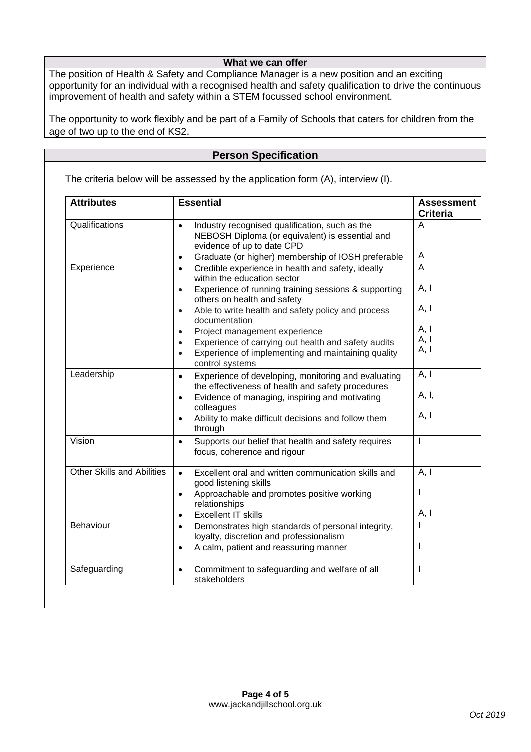## What we can offer

The position of Health & Safety and Compliance Manager is a new position and an exciting opportunity for an individual with a recognised health and safety qualification to drive the continuous improvement of health and safety within a STEM focussed school environment.

The opportunity to work flexibly and be part of a Family of Schools that caters for children from the age of two up to the end of KS2.

## Person Specification

The criteria below will be assessed by the application form (A), interview (I).

| Attributes | Essential | Assessment Criteria |
|---|---|---|
| Qualifications | • Industry recognised qualification, such as the NEBOSH Diploma (or equivalent) is essential and evidence of up to date CPD<br>• Graduate (or higher) membership of IOSH preferable | A<br>A |
| Experience | • Credible experience in health and safety, ideally within the education sector<br>• Experience of running training sessions & supporting others on health and safety<br>• Able to write health and safety policy and process documentation<br>• Project management experience<br>• Experience of carrying out health and safety audits<br>• Experience of implementing and maintaining quality control systems | A<br>A, I<br>A, I<br>A, I<br>A, I<br>A, I |
| Leadership | • Experience of developing, monitoring and evaluating the effectiveness of health and safety procedures<br>• Evidence of managing, inspiring and motivating colleagues<br>• Ability to make difficult decisions and follow them through | A, I<br>A, I,<br>A, I |
| Vision | • Supports our belief that health and safety requires focus, coherence and rigour | I |
| Other Skills and Abilities | • Excellent oral and written communication skills and good listening skills<br>• Approachable and promotes positive working relationships<br>• Excellent IT skills | A, I<br>I<br>A, I |
| Behaviour | • Demonstrates high standards of personal integrity, loyalty, discretion and professionalism<br>• A calm, patient and reassuring manner | I<br>I |
| Safeguarding | • Commitment to safeguarding and welfare of all stakeholders | I |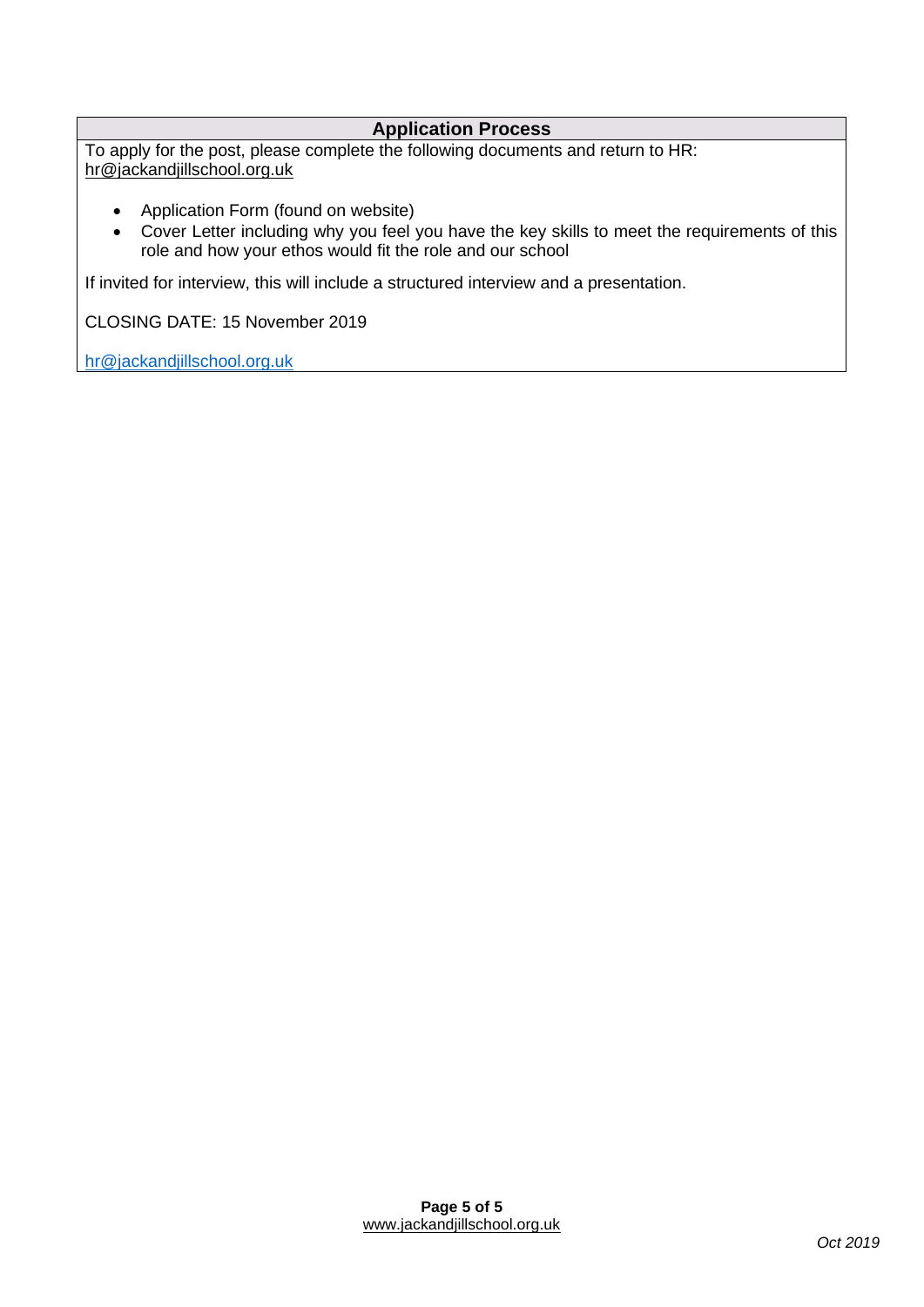## Application Process

To apply for the post, please complete the following documents and return to HR: hr@jackandjillschool.org.uk

- Application Form (found on website)
- Cover Letter including why you feel you have the key skills to meet the requirements of this role and how your ethos would fit the role and our school

If invited for interview, this will include a structured interview and a presentation.

CLOSING DATE: 15 November 2019

hr@jackandjillschool.org.uk